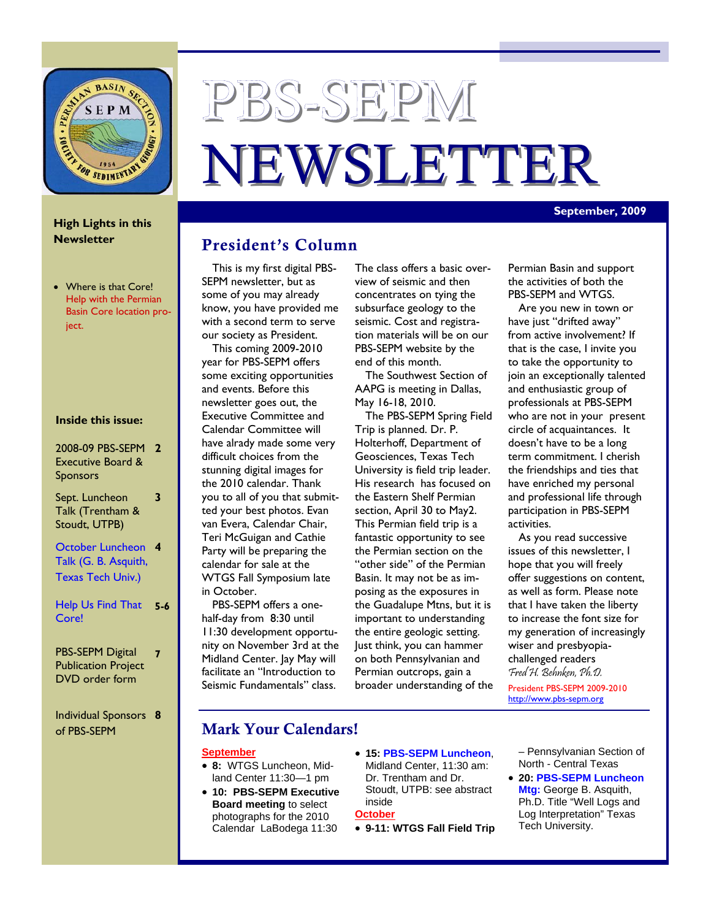# PBS-SEPM NEWSLETTER

September, 2009

## High Lights in this Newsletter

- Where is that Core! Help with the Permian Basin Core location project.

## Inside this issue:

| | |
|---|---|
| 2008-09 PBS-SEPM Executive Board & Sponsors | 2 |
| Sept. Luncheon Talk (Trentham & Stoudt, UTPB) | 3 |
| October Luncheon Talk (G. B. Asquith, Texas Tech Univ.) | 4 |
| Help Us Find That Core! | 5-6 |
| PBS-SEPM Digital Publication Project DVD order form | 7 |
| Individual Sponsors of PBS-SEPM | 8 |

## President's Column

This is my first digital PBS-SEPM newsletter, but as some of you may already know, you have provided me with a second term to serve our society as President.

This coming 2009-2010 year for PBS-SEPM offers some exciting opportunities and events. Before this newsletter goes out, the Executive Committee and Calendar Committee will have alrady made some very difficult choices from the stunning digital images for the 2010 calendar. Thank you to all of you that submitted your best photos. Evan van Evera, Calendar Chair, Teri McGuigan and Cathie Party will be preparing the calendar for sale at the WTGS Fall Symposium late in October.

PBS-SEPM offers a one-half-day from 8:30 until 11:30 development opportunity on November 3rd at the Midland Center. Jay May will facilitate an "Introduction to Seismic Fundamentals" class. The class offers a basic overview of seismic and then concentrates on tying the subsurface geology to the seismic. Cost and registration materials will be on our PBS-SEPM website by the end of this month.

The Southwest Section of AAPG is meeting in Dallas, May 16-18, 2010.

The PBS-SEPM Spring Field Trip is planned. Dr. P. Holterhoff, Department of Geosciences, Texas Tech University is field trip leader. His research has focused on the Eastern Shelf Permian section, April 30 to May2. This Permian field trip is a fantastic opportunity to see the Permian section on the "other side" of the Permian Basin. It may not be as imposing as the exposures in the Guadalupe Mtns, but it is important to understanding the entire geologic setting. Just think, you can hammer on both Pennsylvanian and Permian outcrops, gain a broader understanding of the Permian Basin and support the activities of both the PBS-SEPM and WTGS.

Are you new in town or have just "drifted away" from active involvement? If that is the case, I invite you to take the opportunity to join an exceptionally talented and enthusiastic group of professionals at PBS-SEPM who are not in your present circle of acquaintances. It doesn't have to be a long term commitment. I cherish the friendships and ties that have enriched my personal and professional life through participation in PBS-SEPM activities.

As you read successive issues of this newsletter, I hope that you will freely offer suggestions on content, as well as form. Please note that I have taken the liberty to increase the font size for my generation of increasingly wiser and presbyopia-challenged readers

*Fred H. Behnken, Ph.D.*

President PBS-SEPM 2009-2010

http://www.pbs-sepm.org

## Mark Your Calendars!

**September**

- **8:** WTGS Luncheon, Midland Center 11:30—1 pm
- **10: PBS-SEPM Executive Board meeting** to select photographs for the 2010 Calendar LaBodega 11:30
- **15: PBS-SEPM Luncheon**, Midland Center, 11:30 am: Dr. Trentham and Dr. Stoudt, UTPB: see abstract inside

**October**

- **9-11: WTGS Fall Field Trip** – Pennsylvanian Section of North - Central Texas
- **20: PBS-SEPM Luncheon Mtg:** George B. Asquith, Ph.D. Title "Well Logs and Log Interpretation" Texas Tech University.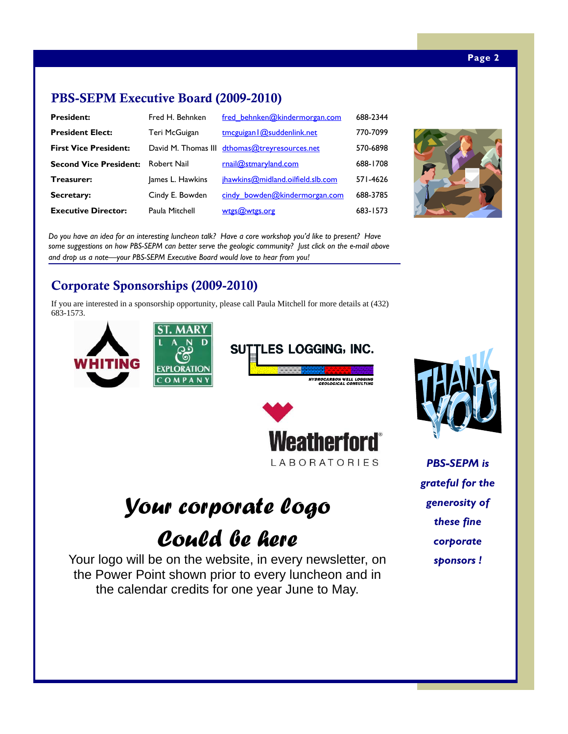## PBS-SEPM Executive Board (2009-2010)

| | | | |
|---|---|---|---|
| **President:** | Fred H. Behnken | fred_behnken@kindermorgan.com | 688-2344 |
| **President Elect:** | Teri McGuigan | tmcguigan1@suddenlink.net | 770-7099 |
| **First Vice President:** | David M. Thomas III | dthomas@treyresources.net | 570-6898 |
| **Second Vice President:** | Robert Nail | rnail@stmaryland.com | 688-1708 |
| **Treasurer:** | James L. Hawkins | jhawkins@midland.oilfield.slb.com | 571-4626 |
| **Secretary:** | Cindy E. Bowden | cindy_bowden@kindermorgan.com | 688-3785 |
| **Executive Director:** | Paula Mitchell | wtgs@wtgs.org | 683-1573 |

*Do you have an idea for an interesting luncheon talk? Have a core workshop you'd like to present? Have some suggestions on how PBS-SEPM can better serve the geologic community? Just click on the e-mail above and drop us a note—your PBS-SEPM Executive Board would love to hear from you!*

## Corporate Sponsorships (2009-2010)

If you are interested in a sponsorship opportunity, please call Paula Mitchell for more details at (432) 683-1573.

WHITING

ST. MARY LAND & EXPLORATION COMPANY

SUTTLES LOGGING, INC.
HYDROCARBON WELL LOGGING
GEOLOGICAL CONSULTING

Weatherford® LABORATORIES

# *Your corporate logo Could be here*

Your logo will be on the website, in every newsletter, on the Power Point shown prior to every luncheon and in the calendar credits for one year June to May.

THANK YOU

***PBS-SEPM is grateful for the generosity of these fine corporate sponsors !***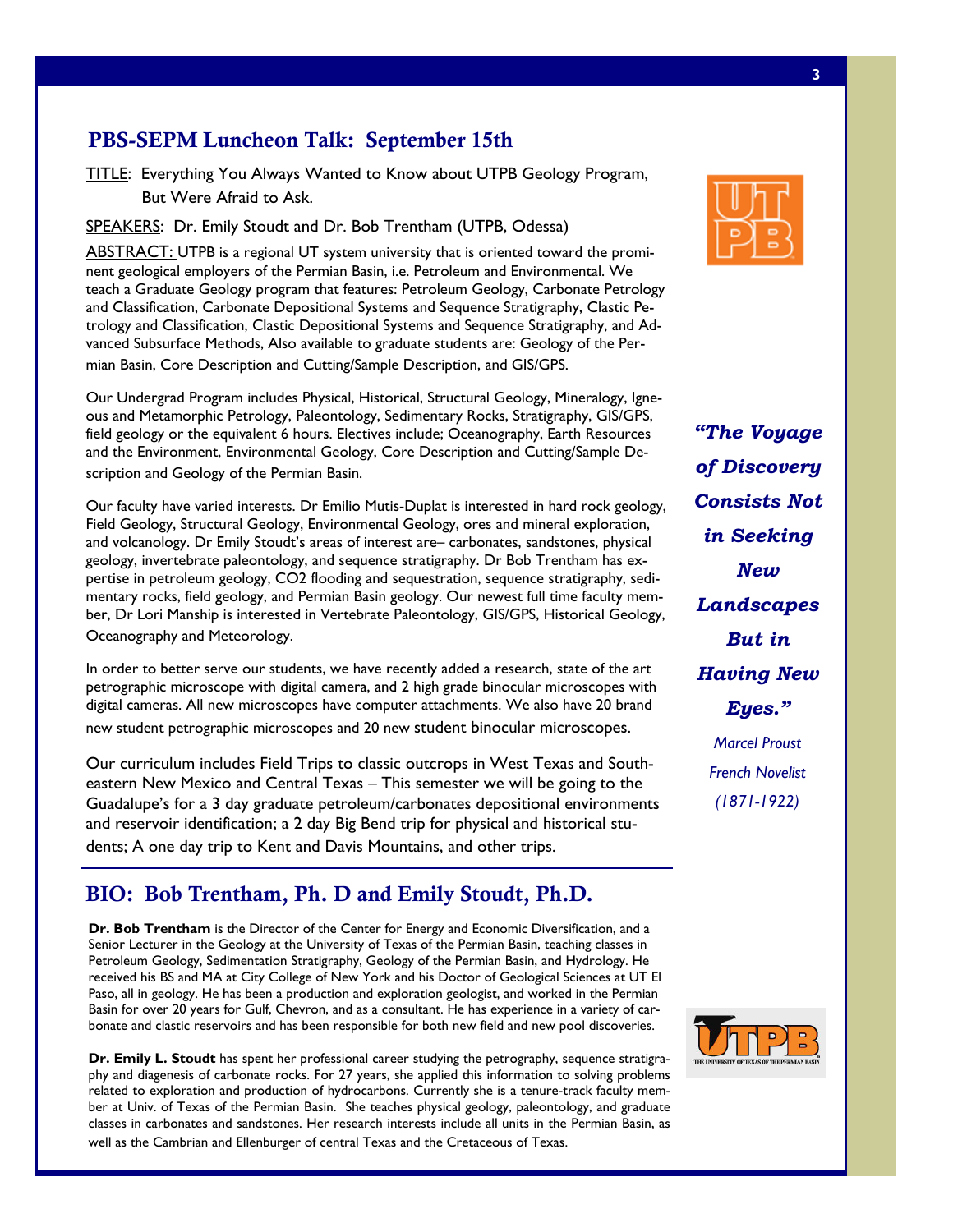## PBS-SEPM Luncheon Talk: September 15th

TITLE: Everything You Always Wanted to Know about UTPB Geology Program, But Were Afraid to Ask.

SPEAKERS: Dr. Emily Stoudt and Dr. Bob Trentham (UTPB, Odessa)

ABSTRACT: UTPB is a regional UT system university that is oriented toward the prominent geological employers of the Permian Basin, i.e. Petroleum and Environmental. We teach a Graduate Geology program that features: Petroleum Geology, Carbonate Petrology and Classification, Carbonate Depositional Systems and Sequence Stratigraphy, Clastic Petrology and Classification, Clastic Depositional Systems and Sequence Stratigraphy, and Advanced Subsurface Methods, Also available to graduate students are: Geology of the Permian Basin, Core Description and Cutting/Sample Description, and GIS/GPS.

Our Undergrad Program includes Physical, Historical, Structural Geology, Mineralogy, Igneous and Metamorphic Petrology, Paleontology, Sedimentary Rocks, Stratigraphy, GIS/GPS, field geology or the equivalent 6 hours. Electives include; Oceanography, Earth Resources and the Environment, Environmental Geology, Core Description and Cutting/Sample Description and Geology of the Permian Basin.

Our faculty have varied interests. Dr Emilio Mutis-Duplat is interested in hard rock geology, Field Geology, Structural Geology, Environmental Geology, ores and mineral exploration, and volcanology. Dr Emily Stoudt's areas of interest are– carbonates, sandstones, physical geology, invertebrate paleontology, and sequence stratigraphy. Dr Bob Trentham has expertise in petroleum geology, $CO_2$ flooding and sequestration, sequence stratigraphy, sedimentary rocks, field geology, and Permian Basin geology. Our newest full time faculty member, Dr Lori Manship is interested in Vertebrate Paleontology, GIS/GPS, Historical Geology, Oceanography and Meteorology.

In order to better serve our students, we have recently added a research, state of the art petrographic microscope with digital camera, and 2 high grade binocular microscopes with digital cameras. All new microscopes have computer attachments. We also have 20 brand new student petrographic microscopes and 20 new student binocular microscopes.

Our curriculum includes Field Trips to classic outcrops in West Texas and Southeastern New Mexico and Central Texas – This semester we will be going to the Guadalupe's for a 3 day graduate petroleum/carbonates depositional environments and reservoir identification; a 2 day Big Bend trip for physical and historical students; A one day trip to Kent and Davis Mountains, and other trips.

***"The Voyage of Discovery Consists Not in Seeking New Landscapes But in Having New Eyes."***

*Marcel Proust*
*French Novelist*
*(1871-1922)*

## BIO: Bob Trentham, Ph. D and Emily Stoudt, Ph.D.

**Dr. Bob Trentham** is the Director of the Center for Energy and Economic Diversification, and a Senior Lecturer in the Geology at the University of Texas of the Permian Basin, teaching classes in Petroleum Geology, Sedimentation Stratigraphy, Geology of the Permian Basin, and Hydrology. He received his BS and MA at City College of New York and his Doctor of Geological Sciences at UT El Paso, all in geology. He has been a production and exploration geologist, and worked in the Permian Basin for over 20 years for Gulf, Chevron, and as a consultant. He has experience in a variety of carbonate and clastic reservoirs and has been responsible for both new field and new pool discoveries.

**Dr. Emily L. Stoudt** has spent her professional career studying the petrography, sequence stratigraphy and diagenesis of carbonate rocks. For 27 years, she applied this information to solving problems related to exploration and production of hydrocarbons. Currently she is a tenure-track faculty member at Univ. of Texas of the Permian Basin. She teaches physical geology, paleontology, and graduate classes in carbonates and sandstones. Her research interests include all units in the Permian Basin, as well as the Cambrian and Ellenburger of central Texas and the Cretaceous of Texas.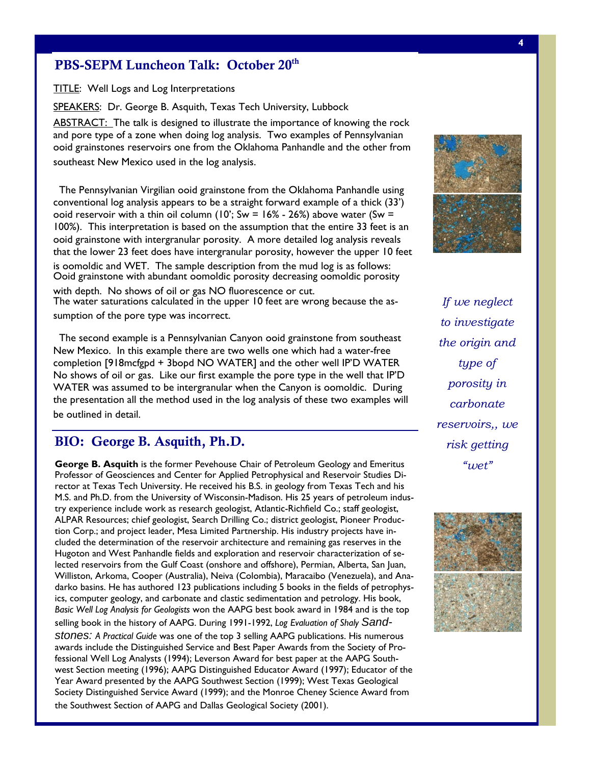## PBS-SEPM Luncheon Talk: October 20th

TITLE: Well Logs and Log Interpretations

SPEAKERS: Dr. George B. Asquith, Texas Tech University, Lubbock

ABSTRACT: The talk is designed to illustrate the importance of knowing the rock and pore type of a zone when doing log analysis. Two examples of Pennsylvanian ooid grainstones reservoirs one from the Oklahoma Panhandle and the other from southeast New Mexico used in the log analysis.

The Pennsylvanian Virgilian ooid grainstone from the Oklahoma Panhandle using conventional log analysis appears to be a straight forward example of a thick (33') ooid reservoir with a thin oil column (10'; Sw = 16% - 26%) above water (Sw = 100%). This interpretation is based on the assumption that the entire 33 feet is an ooid grainstone with intergranular porosity. A more detailed log analysis reveals that the lower 23 feet does have intergranular porosity, however the upper 10 feet is oomoldic and WET. The sample description from the mud log is as follows: Ooid grainstone with abundant oomoldic porosity decreasing oomoldic porosity with depth. No shows of oil or gas NO fluorescence or cut.
The water saturations calculated in the upper 10 feet are wrong because the assumption of the pore type was incorrect.

The second example is a Pennsylvanian Canyon ooid grainstone from southeast New Mexico. In this example there are two wells one which had a water-free completion [918mcfgpd + 3bopd NO WATER] and the other well IP'D WATER No shows of oil or gas. Like our first example the pore type in the well that IP'D WATER was assumed to be intergranular when the Canyon is oomoldic. During the presentation all the method used in the log analysis of these two examples will be outlined in detail.

*If we neglect to investigate the origin and type of porosity in carbonate reservoirs,, we risk getting "wet"*

## BIO: George B. Asquith, Ph.D.

**George B. Asquith** is the former Pevehouse Chair of Petroleum Geology and Emeritus Professor of Geosciences and Center for Applied Petrophysical and Reservoir Studies Director at Texas Tech University. He received his B.S. in geology from Texas Tech and his M.S. and Ph.D. from the University of Wisconsin-Madison. His 25 years of petroleum industry experience include work as research geologist, Atlantic-Richfield Co.; staff geologist, ALPAR Resources; chief geologist, Search Drilling Co.; district geologist, Pioneer Production Corp.; and project leader, Mesa Limited Partnership. His industry projects have included the determination of the reservoir architecture and remaining gas reserves in the Hugoton and West Panhandle fields and exploration and reservoir characterization of selected reservoirs from the Gulf Coast (onshore and offshore), Permian, Alberta, San Juan, Williston, Arkoma, Cooper (Australia), Neiva (Colombia), Maracaibo (Venezuela), and Anadarko basins. He has authored 123 publications including 5 books in the fields of petrophysics, computer geology, and carbonate and clastic sedimentation and petrology. His book, *Basic Well Log Analysis for Geologists* won the AAPG best book award in 1984 and is the top selling book in the history of AAPG. During 1991-1992, *Log Evaluation of Shaly Sandstones: A Practical Guide* was one of the top 3 selling AAPG publications. His numerous awards include the Distinguished Service and Best Paper Awards from the Society of Professional Well Log Analysts (1994); Leverson Award for best paper at the AAPG Southwest Section meeting (1996); AAPG Distinguished Educator Award (1997); Educator of the Year Award presented by the AAPG Southwest Section (1999); West Texas Geological Society Distinguished Service Award (1999); and the Monroe Cheney Science Award from the Southwest Section of AAPG and Dallas Geological Society (2001).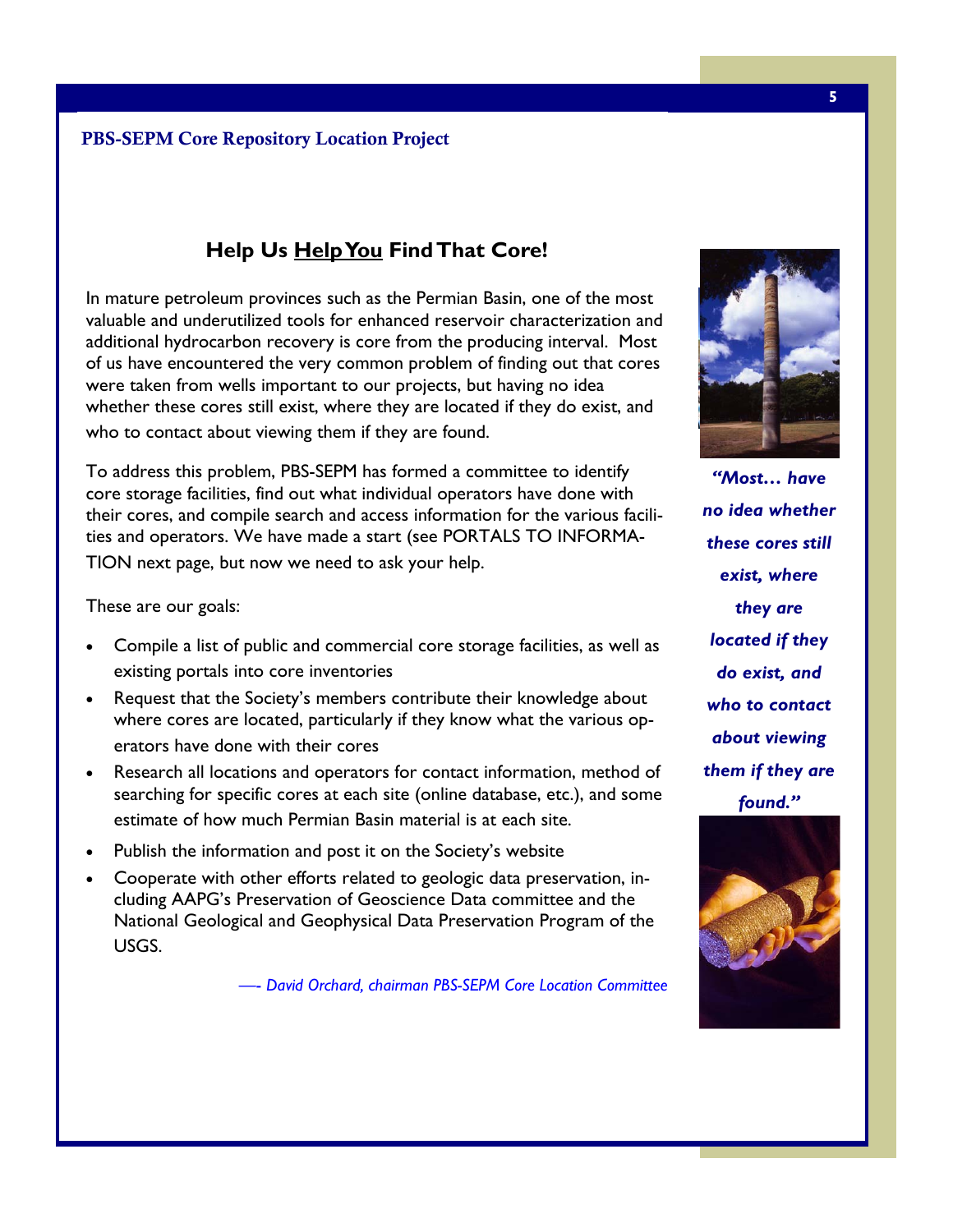## PBS-SEPM Core Repository Location Project

### Help Us Help You Find That Core!

In mature petroleum provinces such as the Permian Basin, one of the most valuable and underutilized tools for enhanced reservoir characterization and additional hydrocarbon recovery is core from the producing interval. Most of us have encountered the very common problem of finding out that cores were taken from wells important to our projects, but having no idea whether these cores still exist, where they are located if they do exist, and who to contact about viewing them if they are found.

To address this problem, PBS-SEPM has formed a committee to identify core storage facilities, find out what individual operators have done with their cores, and compile search and access information for the various facilities and operators. We have made a start (see PORTALS TO INFORMATION next page, but now we need to ask your help.

These are our goals:

- Compile a list of public and commercial core storage facilities, as well as existing portals into core inventories
- Request that the Society's members contribute their knowledge about where cores are located, particularly if they know what the various operators have done with their cores
- Research all locations and operators for contact information, method of searching for specific cores at each site (online database, etc.), and some estimate of how much Permian Basin material is at each site.
- Publish the information and post it on the Society's website
- Cooperate with other efforts related to geologic data preservation, including AAPG's Preservation of Geoscience Data committee and the National Geological and Geophysical Data Preservation Program of the USGS.

*—- David Orchard, chairman PBS-SEPM Core Location Committee*

***"Most… have no idea whether these cores still exist, where they are located if they do exist, and who to contact about viewing them if they are found."***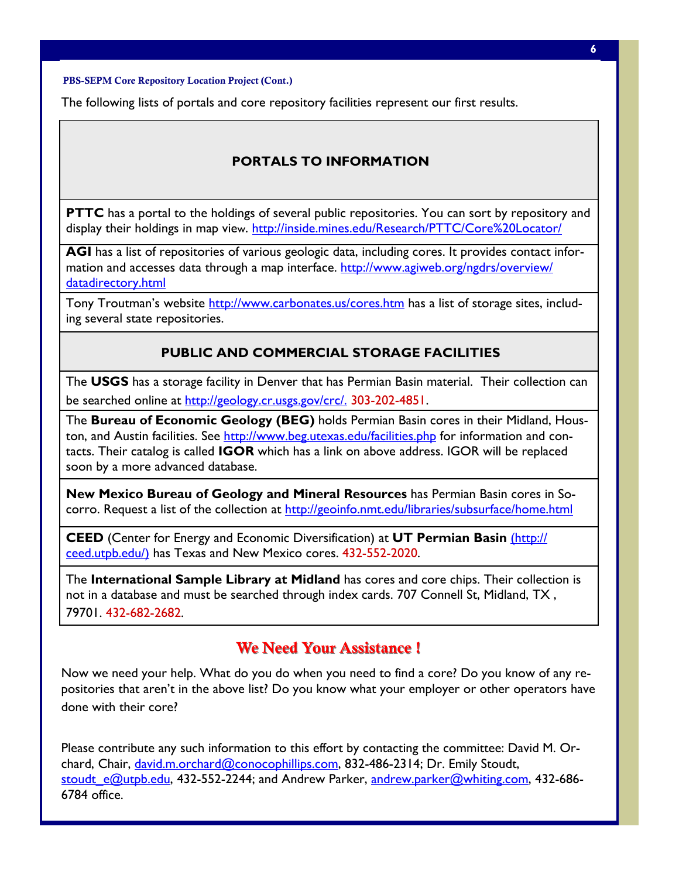**PBS-SEPM Core Repository Location Project (Cont.)**

The following lists of portals and core repository facilities represent our first results.

## PORTALS TO INFORMATION

**PTTC** has a portal to the holdings of several public repositories. You can sort by repository and display their holdings in map view. http://inside.mines.edu/Research/PTTC/Core%20Locator/

**AGI** has a list of repositories of various geologic data, including cores. It provides contact information and accesses data through a map interface. http://www.agiweb.org/ngdrs/overview/datadirectory.html

Tony Troutman's website http://www.carbonates.us/cores.htm has a list of storage sites, including several state repositories.

## PUBLIC AND COMMERCIAL STORAGE FACILITIES

The **USGS** has a storage facility in Denver that has Permian Basin material. Their collection can be searched online at http://geology.cr.usgs.gov/crc/. 303-202-4851.

The **Bureau of Economic Geology (BEG)** holds Permian Basin cores in their Midland, Houston, and Austin facilities. See http://www.beg.utexas.edu/facilities.php for information and contacts. Their catalog is called **IGOR** which has a link on above address. IGOR will be replaced soon by a more advanced database.

**New Mexico Bureau of Geology and Mineral Resources** has Permian Basin cores in Socorro. Request a list of the collection at http://geoinfo.nmt.edu/libraries/subsurface/home.html

**CEED** (Center for Energy and Economic Diversification) at **UT Permian Basin** (http://ceed.utpb.edu/) has Texas and New Mexico cores. 432-552-2020.

The **International Sample Library at Midland** has cores and core chips. Their collection is not in a database and must be searched through index cards. 707 Connell St, Midland, TX , 79701. 432-682-2682.

## We Need Your Assistance !

Now we need your help. What do you do when you need to find a core? Do you know of any repositories that aren't in the above list? Do you know what your employer or other operators have done with their core?

Please contribute any such information to this effort by contacting the committee: David M. Orchard, Chair, david.m.orchard@conocophillips.com, 832-486-2314; Dr. Emily Stoudt, stoudt_e@utpb.edu, 432-552-2244; and Andrew Parker, andrew.parker@whiting.com, 432-686-6784 office.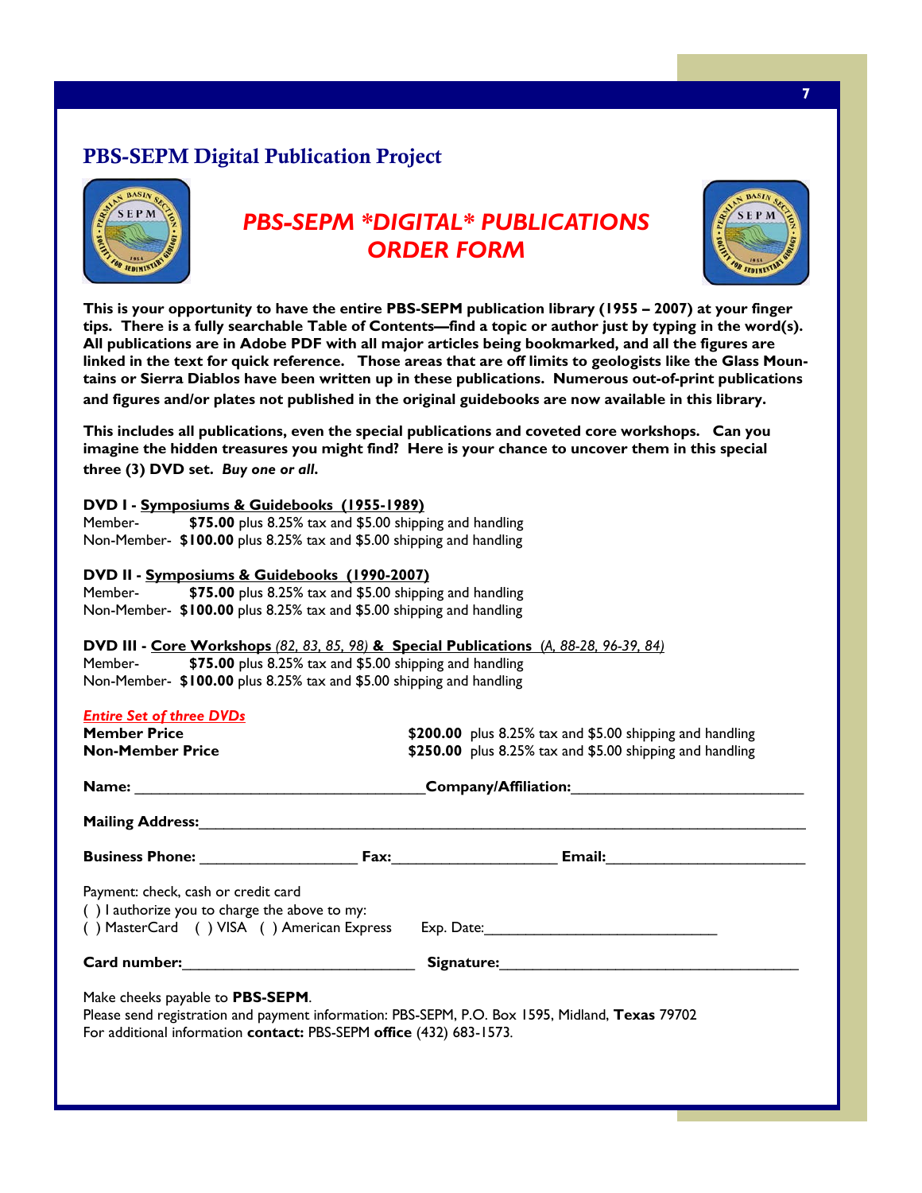## PBS-SEPM Digital Publication Project

# *PBS-SEPM \*DIGITAL\* PUBLICATIONS ORDER FORM*

**This is your opportunity to have the entire PBS-SEPM publication library (1955 – 2007) at your finger tips. There is a fully searchable Table of Contents—find a topic or author just by typing in the word(s). All publications are in Adobe PDF with all major articles being bookmarked, and all the figures are linked in the text for quick reference. Those areas that are off limits to geologists like the Glass Mountains or Sierra Diablos have been written up in these publications. Numerous out-of-print publications and figures and/or plates not published in the original guidebooks are now available in this library.**

**This includes all publications, even the special publications and coveted core workshops. Can you imagine the hidden treasures you might find? Here is your chance to uncover them in this special three (3) DVD set.** ***Buy one or all.***

**DVD I - Symposiums & Guidebooks (1955-1989)**
Member- **$75.00** plus 8.25% tax and $5.00 shipping and handling
Non-Member- **$100.00** plus 8.25% tax and $5.00 shipping and handling

**DVD II - Symposiums & Guidebooks (1990-2007)**
Member- **$75.00** plus 8.25% tax and $5.00 shipping and handling
Non-Member- **$100.00** plus 8.25% tax and $5.00 shipping and handling

**DVD III - Core Workshops** *(82, 83, 85, 98)* **& Special Publications** *(A, 88-28, 96-39, 84)*
Member- **$75.00** plus 8.25% tax and $5.00 shipping and handling
Non-Member- **$100.00** plus 8.25% tax and $5.00 shipping and handling

***Entire Set of three DVDs***
**Member Price** **$200.00** plus 8.25% tax and $5.00 shipping and handling
**Non-Member Price** **$250.00** plus 8.25% tax and $5.00 shipping and handling

**Name:** ______________________________ **Company/Affiliation:** ______________________________

**Mailing Address:** ______________________________________________________________

**Business Phone:** __________________ **Fax:** __________________ **Email:** ______________________

Payment: check, cash or credit card
( ) I authorize you to charge the above to my:
( ) MasterCard ( ) VISA ( ) American Express Exp. Date: ____________________________

**Card number:** ____________________________ **Signature:** ____________________________________

Make cheeks payable to **PBS-SEPM**.
Please send registration and payment information: PBS-SEPM, P.O. Box 1595, Midland, **Texas** 79702
For additional information **contact:** PBS-SEPM **office** (432) 683-1573.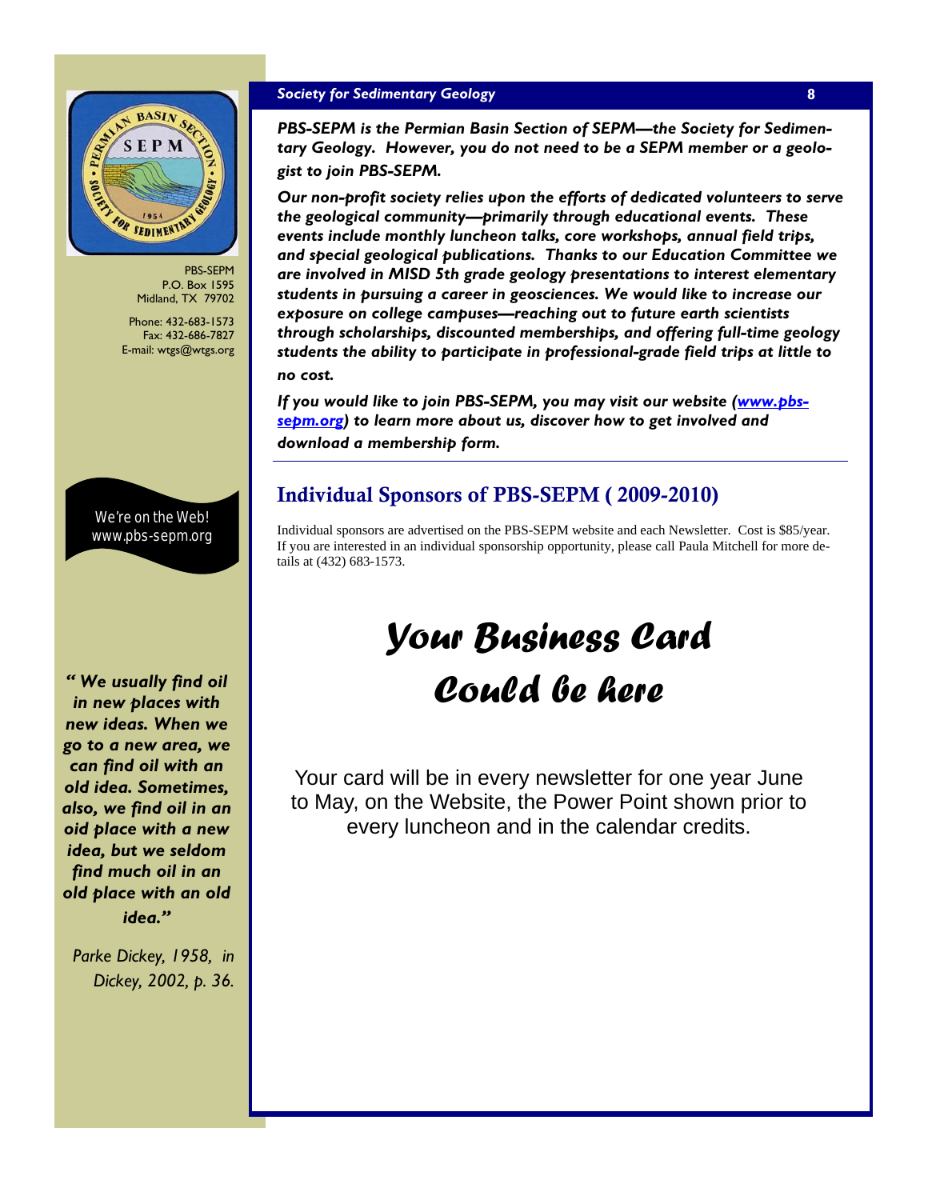PBS-SEPM
P.O. Box 1595
Midland, TX 79702

Phone: 432-683-1573
Fax: 432-686-7827
E-mail: wtgs@wtgs.org

We're on the Web!
www.pbs-sepm.org

*" We usually find oil in new places with new ideas. When we go to a new area, we can find oil with an old idea. Sometimes, also, we find oil in an oid place with a new idea, but we seldom find much oil in an old place with an old idea."*

*Parke Dickey, 1958, in Dickey, 2002, p. 36.*

***PBS-SEPM is the Permian Basin Section of SEPM—the Society for Sedimentary Geology. However, you do not need to be a SEPM member or a geologist to join PBS-SEPM.***

***Our non-profit society relies upon the efforts of dedicated volunteers to serve the geological community—primarily through educational events. These events include monthly luncheon talks, core workshops, annual field trips, and special geological publications. Thanks to our Education Committee we are involved in MISD 5th grade geology presentations to interest elementary students in pursuing a career in geosciences. We would like to increase our exposure on college campuses—reaching out to future earth scientists through scholarships, discounted memberships, and offering full-time geology students the ability to participate in professional-grade field trips at little to no cost.***

***If you would like to join PBS-SEPM, you may visit our website (www.pbs-sepm.org) to learn more about us, discover how to get involved and download a membership form.***

## Individual Sponsors of PBS-SEPM ( 2009-2010)

Individual sponsors are advertised on the PBS-SEPM website and each Newsletter. Cost is $85/year. If you are interested in an individual sponsorship opportunity, please call Paula Mitchell for more details at (432) 683-1573.

# *Your Business Card Could be here*

Your card will be in every newsletter for one year June to May, on the Website, the Power Point shown prior to every luncheon and in the calendar credits.